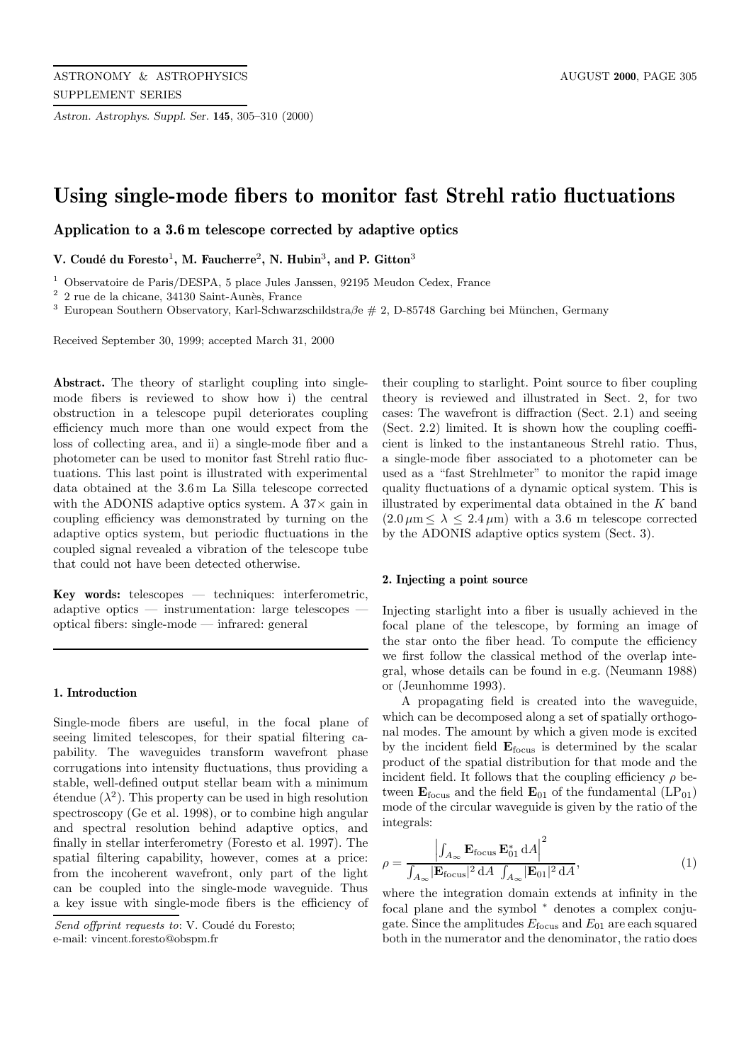*Astron. Astrophys. Suppl. Ser.* **145**, 305–310 (2000)

# Using single-mode fibers to monitor fast Strehl ratio fluctuations

## Application to a 3.6 m telescope corrected by adaptive optics

**V. Coudé du Foresto**[1], **M. Faucherre**[2], **N. Hubin**[3], **and P. Gitton**[3]

[1] Observatoire de Paris/DESPA, 5 place Jules Janssen, 92195 Meudon Cedex, France

[2] 2 rue de la chicane, 34130 Saint-Aunès, France

[3] European Southern Observatory, Karl-Schwarzschildstraβe # 2, D-85748 Garching bei München, Germany

Received September 30, 1999; accepted March 31, 2000

**Abstract.** The theory of starlight coupling into single-mode fibers is reviewed to show how i) the central obstruction in a telescope pupil deteriorates coupling efficiency much more than one would expect from the loss of collecting area, and ii) a single-mode fiber and a photometer can be used to monitor fast Strehl ratio fluctuations. This last point is illustrated with experimental data obtained at the 3.6 m La Silla telescope corrected with the ADONIS adaptive optics system. A 37× gain in coupling efficiency was demonstrated by turning on the adaptive optics system, but periodic fluctuations in the coupled signal revealed a vibration of the telescope tube that could not have been detected otherwise.

**Key words:** telescopes — techniques: interferometric, adaptive optics — instrumentation: large telescopes — optical fibers: single-mode — infrared: general

### 1. Introduction

Single-mode fibers are useful, in the focal plane of seeing limited telescopes, for their spatial filtering capability. The waveguides transform wavefront phase corrugations into intensity fluctuations, thus providing a stable, well-defined output stellar beam with a minimum étendue ($\lambda^2$). This property can be used in high resolution spectroscopy (Ge et al. 1998), or to combine high angular and spectral resolution behind adaptive optics, and finally in stellar interferometry (Foresto et al. 1997). The spatial filtering capability, however, comes at a price: from the incoherent wavefront, only part of the light can be coupled into the single-mode waveguide. Thus a key issue with single-mode fibers is the efficiency of their coupling to starlight. Point source to fiber coupling theory is reviewed and illustrated in Sect. 2, for two cases: The wavefront is diffraction (Sect. 2.1) and seeing (Sect. 2.2) limited. It is shown how the coupling coefficient is linked to the instantaneous Strehl ratio. Thus, a single-mode fiber associated to a photometer can be used as a "fast Strehlmeter" to monitor the rapid image quality fluctuations of a dynamic optical system. This is illustrated by experimental data obtained in the $K$ band ($2.0\,\mu\text{m} \leq \lambda \leq 2.4\,\mu\text{m}$) with a 3.6 m telescope corrected by the ADONIS adaptive optics system (Sect. 3).

*Send offprint requests to*: V. Coudé du Foresto; e-mail: vincent.foresto@obspm.fr

### 2. Injecting a point source

Injecting starlight into a fiber is usually achieved in the focal plane of the telescope, by forming an image of the star onto the fiber head. To compute the efficiency we first follow the classical method of the overlap integral, whose details can be found in e.g. (Neumann 1988) or (Jeunhomme 1993).

A propagating field is created into the waveguide, which can be decomposed along a set of spatially orthogonal modes. The amount by which a given mode is excited by the incident field $\mathbf{E}_{\text{focus}}$ is determined by the scalar product of the spatial distribution for that mode and the incident field. It follows that the coupling efficiency $\rho$ between $\mathbf{E}_{\text{focus}}$ and the field $\mathbf{E}_{01}$ of the fundamental ($\text{LP}_{01}$) mode of the circular waveguide is given by the ratio of the integrals:

$$\rho = \frac{\left|\int_{A_\infty} \mathbf{E}_{\text{focus}}\, \mathbf{E}_{01}^{*}\, \mathrm{d}A\right|^2}{\int_{A_\infty} |\mathbf{E}_{\text{focus}}|^2\, \mathrm{d}A \, \int_{A_\infty} |\mathbf{E}_{01}|^2\, \mathrm{d}A}, \tag{1}$$

where the integration domain extends at infinity in the focal plane and the symbol $^*$ denotes a complex conjugate. Since the amplitudes $E_{\text{focus}}$ and $E_{01}$ are each squared both in the numerator and the denominator, the ratio does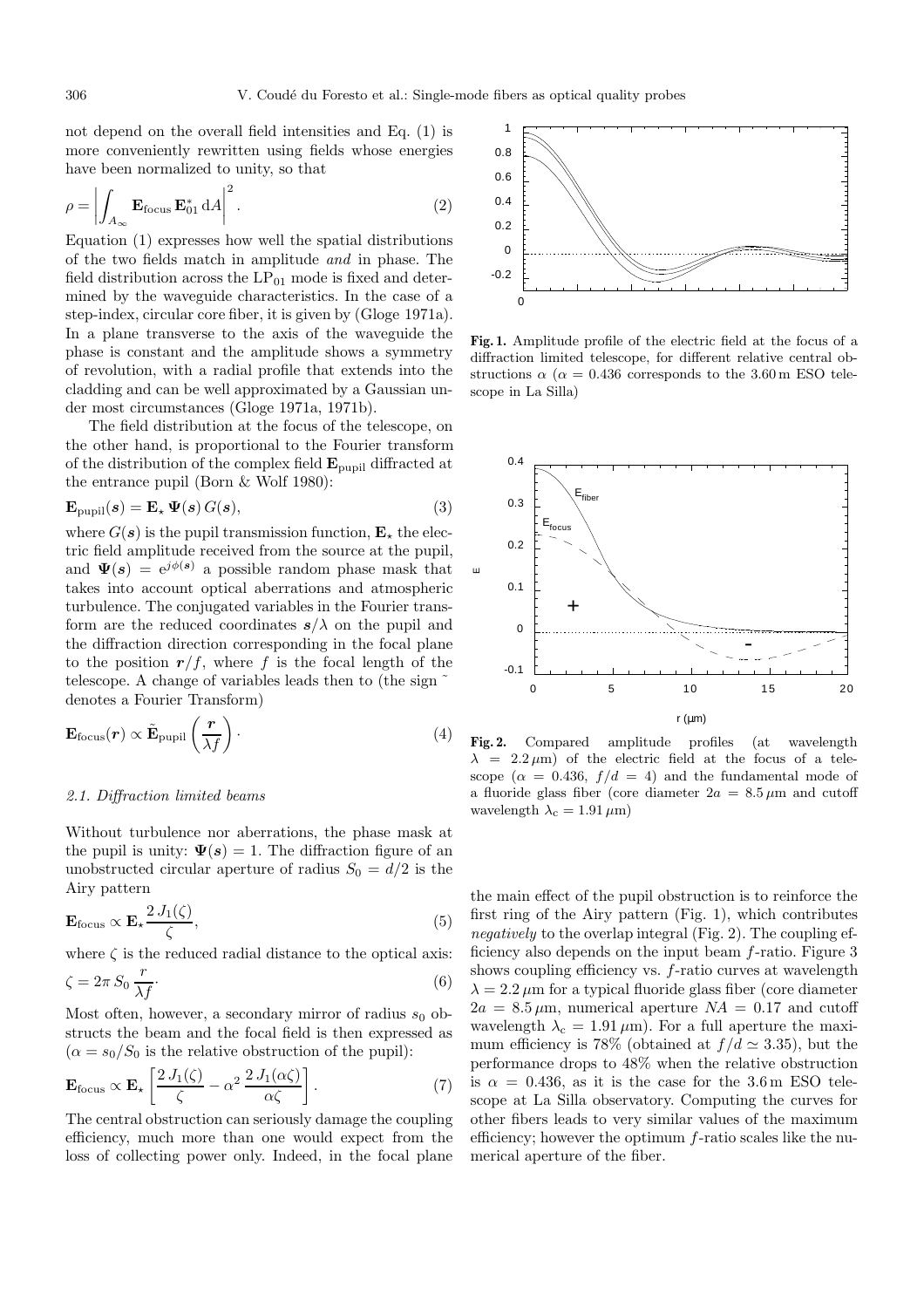not depend on the overall field intensities and Eq. (1) is more conveniently rewritten using fields whose energies have been normalized to unity, so that

$$\rho = \left| \int_{A_\infty} \mathbf{E}_{\rm focus}\, \mathbf{E}_{01}^*\, {\rm d}A \right|^2. \tag{2}$$

Equation (1) expresses how well the spatial distributions of the two fields match in amplitude *and* in phase. The field distribution across the $LP_{01}$ mode is fixed and determined by the waveguide characteristics. In the case of a step-index, circular core fiber, it is given by (Gloge 1971a). In a plane transverse to the axis of the waveguide the phase is constant and the amplitude shows a symmetry of revolution, with a radial profile that extends into the cladding and can be well approximated by a Gaussian under most circumstances (Gloge 1971a, 1971b).

The field distribution at the focus of the telescope, on the other hand, is proportional to the Fourier transform of the distribution of the complex field $\mathbf{E}_{\rm pupil}$ diffracted at the entrance pupil (Born & Wolf 1980):

$$\mathbf{E}_{\rm pupil}(\boldsymbol{s}) = \mathbf{E}_\star\, \boldsymbol{\Psi}(\boldsymbol{s})\, G(\boldsymbol{s}), \tag{3}$$

where $G(\boldsymbol{s})$ is the pupil transmission function, $\mathbf{E}_\star$ the electric field amplitude received from the source at the pupil, and $\boldsymbol{\Psi}(\boldsymbol{s}) = {\rm e}^{j\phi(\boldsymbol{s})}$ a possible random phase mask that takes into account optical aberrations and atmospheric turbulence. The conjugated variables in the Fourier transform are the reduced coordinates $\boldsymbol{s}/\lambda$ on the pupil and the diffraction direction corresponding in the focal plane to the position $\boldsymbol{r}/f$, where $f$ is the focal length of the telescope. A change of variables leads then to (the sign $\tilde{}$ denotes a Fourier Transform)

$$\mathbf{E}_{\rm focus}(\boldsymbol{r}) \propto \tilde{\mathbf{E}}_{\rm pupil}\left(\frac{\boldsymbol{r}}{\lambda f}\right). \tag{4}$$

### 2.1. Diffraction limited beams

Without turbulence nor aberrations, the phase mask at the pupil is unity: $\boldsymbol{\Psi}(\boldsymbol{s}) = 1$. The diffraction figure of an unobstructed circular aperture of radius $S_0 = d/2$ is the Airy pattern

$$\mathbf{E}_{\rm focus} \propto \mathbf{E}_\star \frac{2\, J_1(\zeta)}{\zeta}, \tag{5}$$

where $\zeta$ is the reduced radial distance to the optical axis:

$$\zeta = 2\pi\, S_0\, \frac{r}{\lambda f}. \tag{6}$$

Most often, however, a secondary mirror of radius $s_0$ obstructs the beam and the focal field is then expressed as ($\alpha = s_0/S_0$ is the relative obstruction of the pupil):

$$\mathbf{E}_{\rm focus} \propto \mathbf{E}_\star \left[\frac{2\, J_1(\zeta)}{\zeta} - \alpha^2\, \frac{2\, J_1(\alpha\zeta)}{\alpha\zeta}\right]. \tag{7}$$

The central obstruction can seriously damage the coupling efficiency, much more than one would expect from the loss of collecting power only. Indeed, in the focal plane the main effect of the pupil obstruction is to reinforce the first ring of the Airy pattern (Fig. 1), which contributes *negatively* to the overlap integral (Fig. 2). The coupling efficiency also depends on the input beam $f$-ratio. Figure 3 shows coupling efficiency vs. $f$-ratio curves at wavelength $\lambda = 2.2\,\mu$m for a typical fluoride glass fiber (core diameter $2a = 8.5\,\mu$m, numerical aperture $NA = 0.17$ and cutoff wavelength $\lambda_{\rm c} = 1.91\,\mu$m). For a full aperture the maximum efficiency is 78% (obtained at $f/d \simeq 3.35$), but the performance drops to 48% when the relative obstruction is $\alpha = 0.436$, as it is the case for the 3.6 m ESO telescope at La Silla observatory. Computing the curves for other fibers leads to very similar values of the maximum efficiency; however the optimum $f$-ratio scales like the numerical aperture of the fiber.

**Fig. 1.** Amplitude profile of the electric field at the focus of a diffraction limited telescope, for different relative central obstructions $\alpha$ ($\alpha = 0.436$ corresponds to the 3.60 m ESO telescope in La Silla)

**Fig. 2.** Compared amplitude profiles (at wavelength $\lambda = 2.2\,\mu$m) of the electric field at the focus of a telescope ($\alpha = 0.436$, $f/d = 4$) and the fundamental mode of a fluoride glass fiber (core diameter $2a = 8.5\,\mu$m and cutoff wavelength $\lambda_{\rm c} = 1.91\,\mu$m)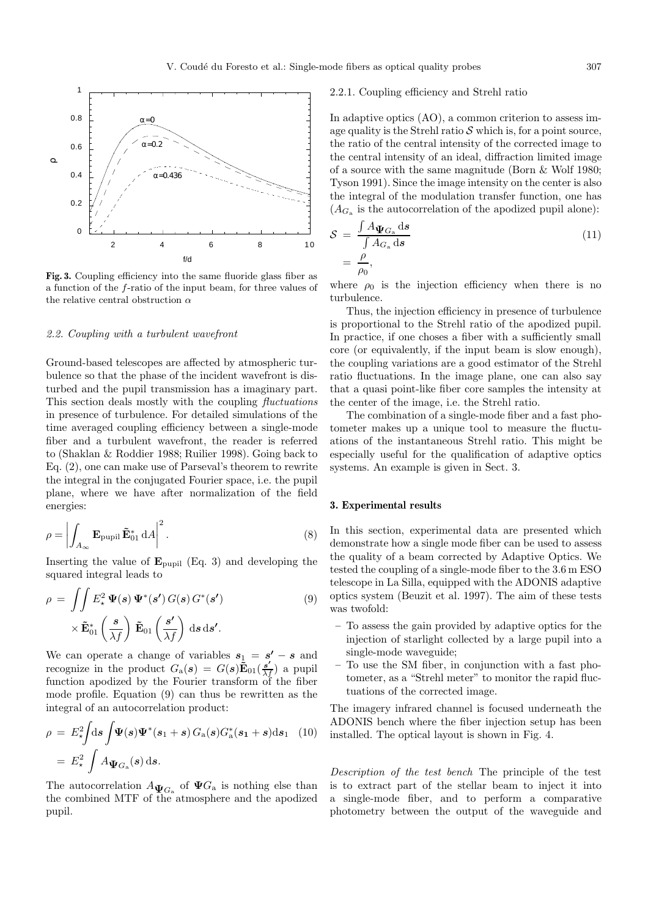**Fig. 3.** Coupling efficiency into the same fluoride glass fiber as a function of the $f$-ratio of the input beam, for three values of the relative central obstruction $\alpha$

### 2.2. Coupling with a turbulent wavefront

Ground-based telescopes are affected by atmospheric turbulence so that the phase of the incident wavefront is disturbed and the pupil transmission has a imaginary part. This section deals mostly with the coupling *fluctuations* in presence of turbulence. For detailed simulations of the time averaged coupling efficiency between a single-mode fiber and a turbulent wavefront, the reader is referred to (Shaklan & Roddier 1988; Ruilier 1998). Going back to Eq. (2), one can make use of Parseval's theorem to rewrite the integral in the conjugated Fourier space, i.e. the pupil plane, where we have after normalization of the field energies:

$$\rho = \left| \int_{A_\infty} \mathbf{E}_{\mathrm{pupil}} \, \tilde{\mathbf{E}}_{01}^{*} \, \mathrm{d}A \right|^2 . \tag{8}$$

Inserting the value of $\mathbf{E}_{\mathrm{pupil}}$ (Eq. 3) and developing the squared integral leads to

$$\rho = \iint E_\star^2 \, \Psi(\boldsymbol{s}) \, \Psi^*(\boldsymbol{s'}) \, G(\boldsymbol{s}) \, G^*(\boldsymbol{s'}) \times \tilde{\mathbf{E}}_{01}^{*} \left( \frac{\boldsymbol{s}}{\lambda f} \right) \, \tilde{\mathbf{E}}_{01} \left( \frac{\boldsymbol{s'}}{\lambda f} \right) \, \mathrm{d}\boldsymbol{s} \, \mathrm{d}\boldsymbol{s'}. \tag{9}$$

We can operate a change of variables $\boldsymbol{s_1} = \boldsymbol{s'} - \boldsymbol{s}$ and recognize in the product $G_{\mathrm{a}}(\boldsymbol{s}) = G(\boldsymbol{s}) \tilde{\mathbf{E}}_{01}(\frac{\boldsymbol{s'}}{\lambda f})$ a pupil function apodized by the Fourier transform of the fiber mode profile. Equation (9) can thus be rewritten as the integral of an autocorrelation product:

$$\begin{aligned} \rho &= E_\star^2 \int \mathrm{d}\boldsymbol{s} \int \Psi(\boldsymbol{s}) \Psi^*(\boldsymbol{s}_1 + \boldsymbol{s}) \, G_{\mathrm{a}}(\boldsymbol{s}) G_{\mathrm{a}}^*(\boldsymbol{s_1} + \boldsymbol{s}) \mathrm{d}\boldsymbol{s}_1 \\ &= E_\star^2 \int A_{\boldsymbol{\Psi}_{G_{\mathrm{a}}}}(\boldsymbol{s}) \, \mathrm{d}\boldsymbol{s}. \end{aligned} \tag{10}$$

The autocorrelation $A_{\boldsymbol{\Psi}_{G_{\mathrm{a}}}}$ of $\boldsymbol{\Psi} G_{\mathrm{a}}$ is nothing else than the combined MTF of the atmosphere and the apodized pupil.

#### 2.2.1. Coupling efficiency and Strehl ratio

In adaptive optics (AO), a common criterion to assess image quality is the Strehl ratio $\mathcal{S}$ which is, for a point source, the ratio of the central intensity of the corrected image to the central intensity of an ideal, diffraction limited image of a source with the same magnitude (Born & Wolf 1980; Tyson 1991). Since the image intensity on the center is also the integral of the modulation transfer function, one has ($A_{G_{\mathrm{a}}}$ is the autocorrelation of the apodized pupil alone):

$$\begin{aligned} \mathcal{S} &= \frac{\int A_{\boldsymbol{\Psi}_{G_{\mathrm{a}}}} \mathrm{d}\boldsymbol{s}}{\int A_{G_{\mathrm{a}}} \mathrm{d}\boldsymbol{s}} \\ &= \frac{\rho}{\rho_0}, \end{aligned} \tag{11}$$

where $\rho_0$ is the injection efficiency when there is no turbulence.

Thus, the injection efficiency in presence of turbulence is proportional to the Strehl ratio of the apodized pupil. In practice, if one choses a fiber with a sufficiently small core (or equivalently, if the input beam is slow enough), the coupling variations are a good estimator of the Strehl ratio fluctuations. In the image plane, one can also say that a quasi point-like fiber core samples the intensity at the center of the image, i.e. the Strehl ratio.

The combination of a single-mode fiber and a fast photometer makes up a unique tool to measure the fluctuations of the instantaneous Strehl ratio. This might be especially useful for the qualification of adaptive optics systems. An example is given in Sect. 3.

## 3. Experimental results

In this section, experimental data are presented which demonstrate how a single mode fiber can be used to assess the quality of a beam corrected by Adaptive Optics. We tested the coupling of a single-mode fiber to the 3.6 m ESO telescope in La Silla, equipped with the ADONIS adaptive optics system (Beuzit et al. 1997). The aim of these tests was twofold:

- To assess the gain provided by adaptive optics for the injection of starlight collected by a large pupil into a single-mode waveguide;
- To use the SM fiber, in conjunction with a fast photometer, as a "Strehl meter" to monitor the rapid fluctuations of the corrected image.

The imagery infrared channel is focused underneath the ADONIS bench where the fiber injection setup has been installed. The optical layout is shown in Fig. 4.

*Description of the test bench* The principle of the test is to extract part of the stellar beam to inject it into a single-mode fiber, and to perform a comparative photometry between the output of the waveguide and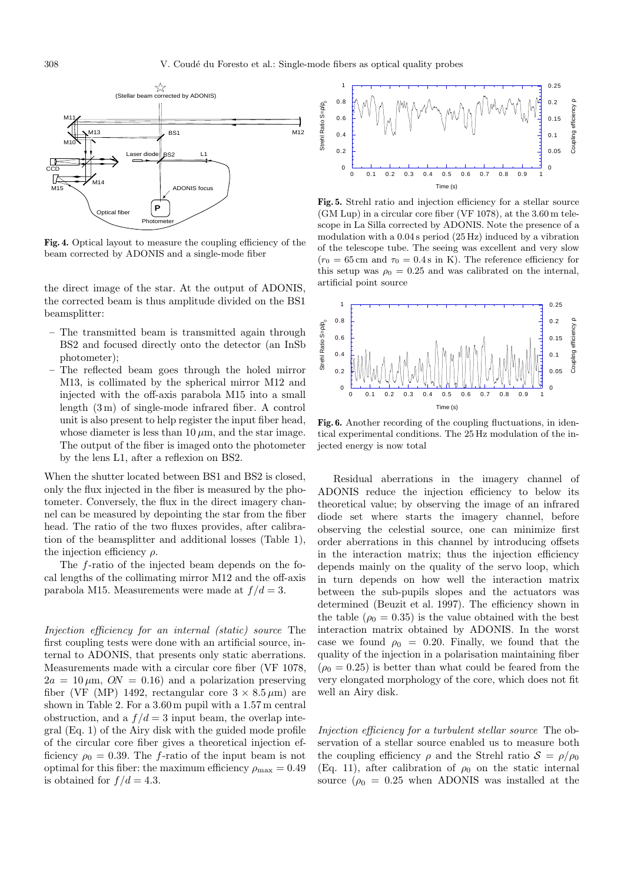**Fig. 4.** Optical layout to measure the coupling efficiency of the beam corrected by ADONIS and a single-mode fiber

the direct image of the star. At the output of ADONIS, the corrected beam is thus amplitude divided on the BS1 beamsplitter:

- The transmitted beam is transmitted again through BS2 and focused directly onto the detector (an InSb photometer);
- The reflected beam goes through the holed mirror M13, is collimated by the spherical mirror M12 and injected with the off-axis parabola M15 into a small length (3 m) of single-mode infrared fiber. A control unit is also present to help register the input fiber head, whose diameter is less than 10 $\mu$m, and the star image. The output of the fiber is imaged onto the photometer by the lens L1, after a reflexion on BS2.

When the shutter located between BS1 and BS2 is closed, only the flux injected in the fiber is measured by the photometer. Conversely, the flux in the direct imagery channel can be measured by depointing the star from the fiber head. The ratio of the two fluxes provides, after calibration of the beamsplitter and additional losses (Table 1), the injection efficiency $\rho$.

The $f$-ratio of the injected beam depends on the focal lengths of the collimating mirror M12 and the off-axis parabola M15. Measurements were made at $f/d = 3$.

*Injection efficiency for an internal (static) source* The first coupling tests were done with an artificial source, internal to ADONIS, that presents only static aberrations. Measurements made with a circular core fiber (VF 1078, $2a = 10\,\mu$m, $ON = 0.16$) and a polarization preserving fiber (VF (MP) 1492, rectangular core $3 \times 8.5\,\mu$m) are shown in Table 2. For a 3.60 m pupil with a 1.57 m central obstruction, and a $f/d = 3$ input beam, the overlap integral (Eq. 1) of the Airy disk with the guided mode profile of the circular core fiber gives a theoretical injection efficiency $\rho_0 = 0.39$. The $f$-ratio of the input beam is not optimal for this fiber: the maximum efficiency $\rho_{\max} = 0.49$ is obtained for $f/d = 4.3$.

**Fig. 5.** Strehl ratio and injection efficiency for a stellar source (GM Lup) in a circular core fiber (VF 1078), at the 3.60 m telescope in La Silla corrected by ADONIS. Note the presence of a modulation with a 0.04 s period (25 Hz) induced by a vibration of the telescope tube. The seeing was excellent and very slow ($r_0 = 65$ cm and $\tau_0 = 0.4$ s in K). The reference efficiency for this setup was $\rho_0 = 0.25$ and was calibrated on the internal, artificial point source

**Fig. 6.** Another recording of the coupling fluctuations, in identical experimental conditions. The 25 Hz modulation of the injected energy is now total

Residual aberrations in the imagery channel of ADONIS reduce the injection efficiency to below its theoretical value; by observing the image of an infrared diode set where starts the imagery channel, before observing the celestial source, one can minimize first order aberrations in this channel by introducing offsets in the interaction matrix; thus the injection efficiency depends mainly on the quality of the servo loop, which in turn depends on how well the interaction matrix between the sub-pupils slopes and the actuators was determined (Beuzit et al. 1997). The efficiency shown in the table ($\rho_0 = 0.35$) is the value obtained with the best interaction matrix obtained by ADONIS. In the worst case we found $\rho_0 = 0.20$. Finally, we found that the quality of the injection in a polarisation maintaining fiber ($\rho_0 = 0.25$) is better than what could be feared from the very elongated morphology of the core, which does not fit well an Airy disk.

*Injection efficiency for a turbulent stellar source* The observation of a stellar source enabled us to measure both the coupling efficiency $\rho$ and the Strehl ratio $\mathcal{S} = \rho/\rho_0$ (Eq. 11), after calibration of $\rho_0$ on the static internal source ($\rho_0 = 0.25$ when ADONIS was installed at the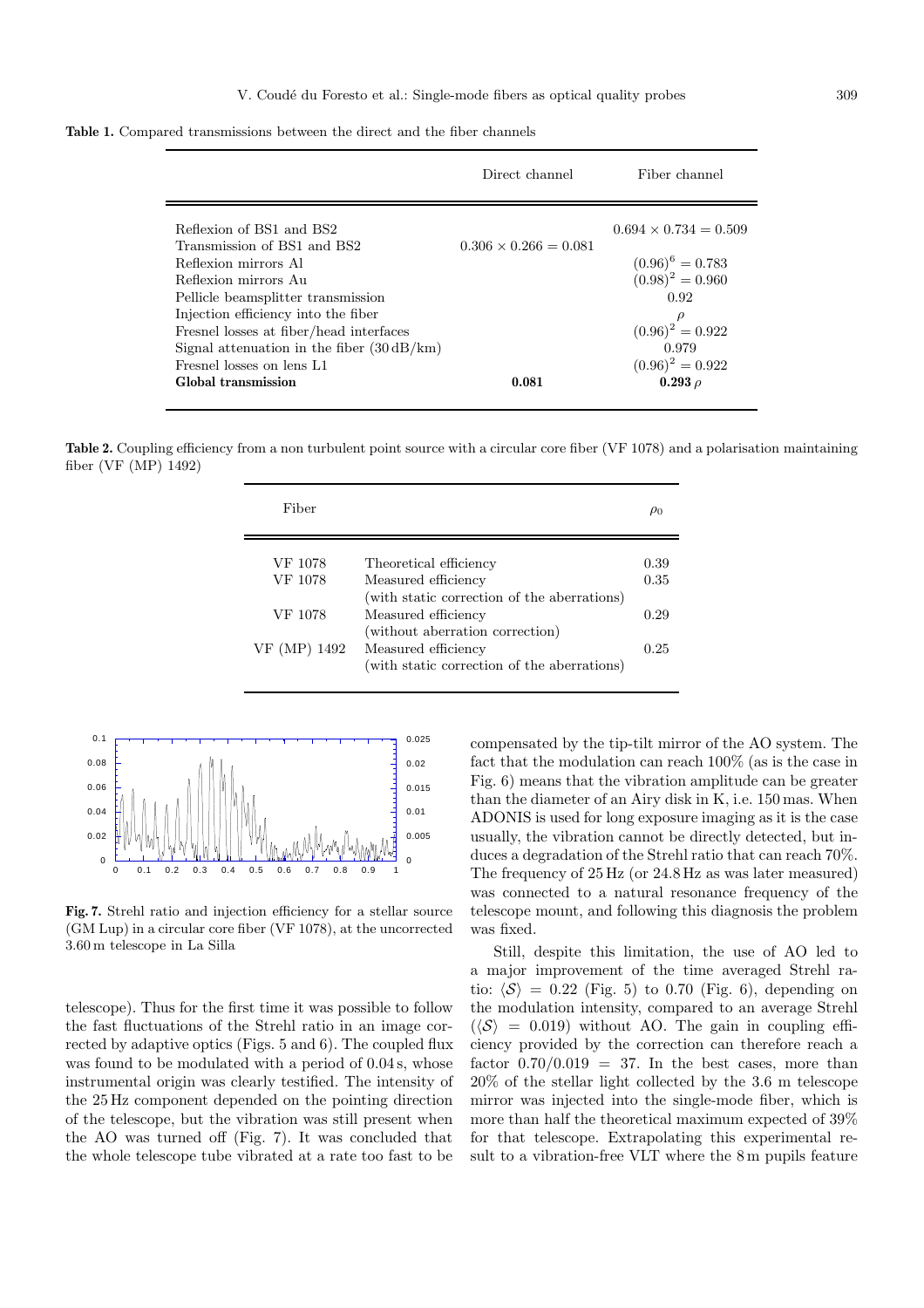**Table 1.** Compared transmissions between the direct and the fiber channels

| | Direct channel | Fiber channel |
|---|---|---|
| Reflexion of BS1 and BS2 | | $0.694 \times 0.734 = 0.509$ |
| Transmission of BS1 and BS2 | $0.306 \times 0.266 = 0.081$ | |
| Reflexion mirrors Al | | $(0.96)^6 = 0.783$ |
| Reflexion mirrors Au | | $(0.98)^2 = 0.960$ |
| Pellicle beamsplitter transmission | | 0.92 |
| Injection efficiency into the fiber | | $\rho$ |
| Fresnel losses at fiber/head interfaces | | $(0.96)^2 = 0.922$ |
| Signal attenuation in the fiber (30 dB/km) | | 0.979 |
| Fresnel losses on lens L1 | | $(0.96)^2 = 0.922$ |
| **Global transmission** | **0.081** | **0.293** $\rho$ |

**Table 2.** Coupling efficiency from a non turbulent point source with a circular core fiber (VF 1078) and a polarisation maintaining fiber (VF (MP) 1492)

| Fiber | | $\rho_0$ |
|---|---|---|
| VF 1078 | Theoretical efficiency | 0.39 |
| VF 1078 | Measured efficiency (with static correction of the aberrations) | 0.35 |
| VF 1078 | Measured efficiency (without aberration correction) | 0.29 |
| VF (MP) 1492 | Measured efficiency (with static correction of the aberrations) | 0.25 |

**Fig. 7.** Strehl ratio and injection efficiency for a stellar source (GM Lup) in a circular core fiber (VF 1078), at the uncorrected 3.60 m telescope in La Silla

telescope). Thus for the first time it was possible to follow the fast fluctuations of the Strehl ratio in an image corrected by adaptive optics (Figs. 5 and 6). The coupled flux was found to be modulated with a period of 0.04 s, whose instrumental origin was clearly testified. The intensity of the 25 Hz component depended on the pointing direction of the telescope, but the vibration was still present when the AO was turned off (Fig. 7). It was concluded that the whole telescope tube vibrated at a rate too fast to be compensated by the tip-tilt mirror of the AO system. The fact that the modulation can reach 100% (as is the case in Fig. 6) means that the vibration amplitude can be greater than the diameter of an Airy disk in K, i.e. 150 mas. When ADONIS is used for long exposure imaging as it is the case usually, the vibration cannot be directly detected, but induces a degradation of the Strehl ratio that can reach 70%. The frequency of 25 Hz (or 24.8 Hz as was later measured) was connected to a natural resonance frequency of the telescope mount, and following this diagnosis the problem was fixed.

Still, despite this limitation, the use of AO led to a major improvement of the time averaged Strehl ratio: $\langle \mathcal{S} \rangle = 0.22$ (Fig. 5) to 0.70 (Fig. 6), depending on the modulation intensity, compared to an average Strehl ($\langle \mathcal{S} \rangle = 0.019$) without AO. The gain in coupling efficiency provided by the correction can therefore reach a factor $0.70/0.019 = 37$. In the best cases, more than 20% of the stellar light collected by the 3.6 m telescope mirror was injected into the single-mode fiber, which is more than half the theoretical maximum expected of 39% for that telescope. Extrapolating this experimental result to a vibration-free VLT where the 8 m pupils feature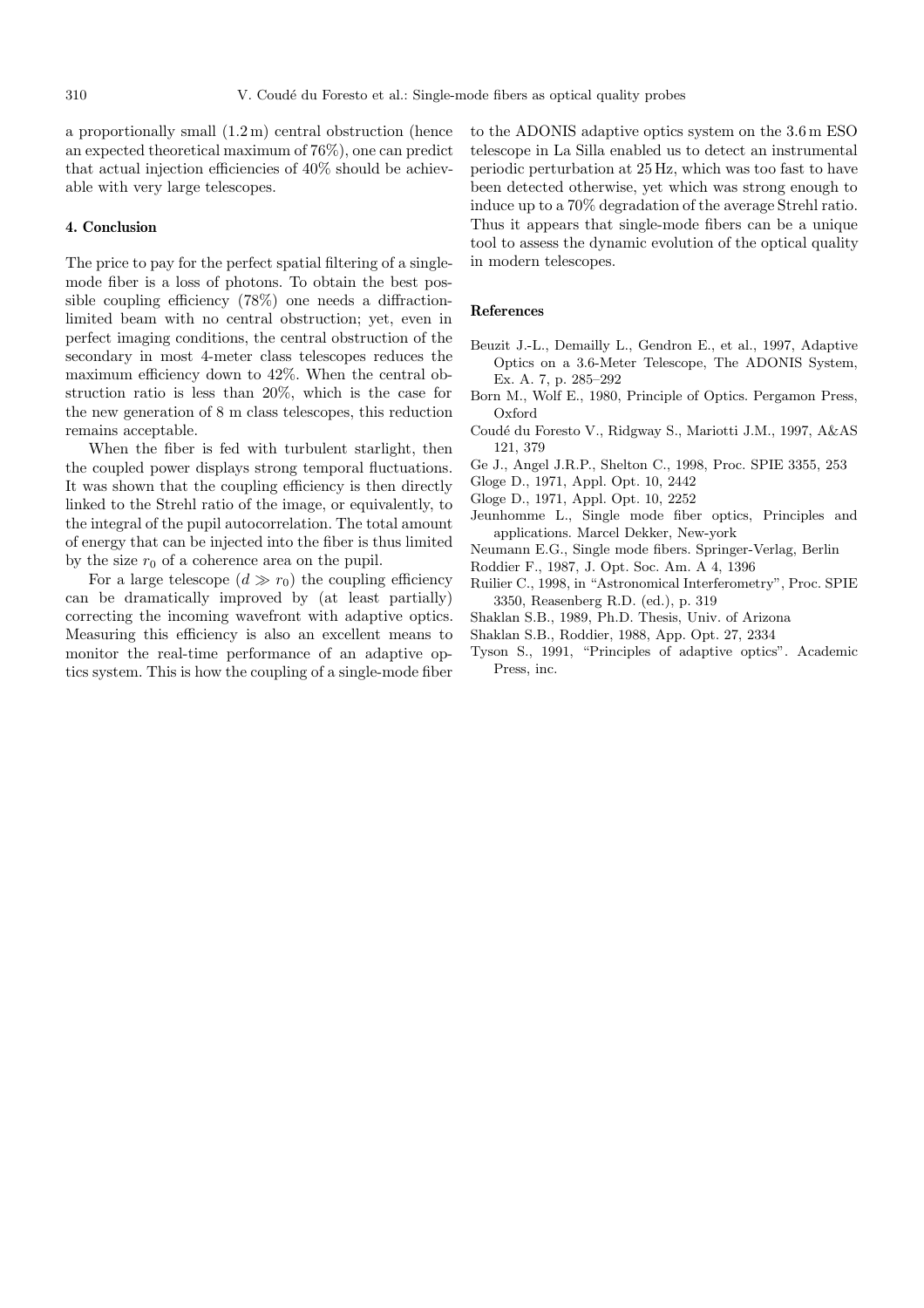a proportionally small (1.2 m) central obstruction (hence an expected theoretical maximum of 76%), one can predict that actual injection efficiencies of 40% should be achievable with very large telescopes.

## 4. Conclusion

The price to pay for the perfect spatial filtering of a single-mode fiber is a loss of photons. To obtain the best possible coupling efficiency (78%) one needs a diffraction-limited beam with no central obstruction; yet, even in perfect imaging conditions, the central obstruction of the secondary in most 4-meter class telescopes reduces the maximum efficiency down to 42%. When the central obstruction ratio is less than 20%, which is the case for the new generation of 8 m class telescopes, this reduction remains acceptable.

When the fiber is fed with turbulent starlight, then the coupled power displays strong temporal fluctuations. It was shown that the coupling efficiency is then directly linked to the Strehl ratio of the image, or equivalently, to the integral of the pupil autocorrelation. The total amount of energy that can be injected into the fiber is thus limited by the size $r_0$ of a coherence area on the pupil.

For a large telescope ($d \gg r_0$) the coupling efficiency can be dramatically improved by (at least partially) correcting the incoming wavefront with adaptive optics. Measuring this efficiency is also an excellent means to monitor the real-time performance of an adaptive optics system. This is how the coupling of a single-mode fiber to the ADONIS adaptive optics system on the 3.6 m ESO telescope in La Silla enabled us to detect an instrumental periodic perturbation at 25 Hz, which was too fast to have been detected otherwise, yet which was strong enough to induce up to a 70% degradation of the average Strehl ratio. Thus it appears that single-mode fibers can be a unique tool to assess the dynamic evolution of the optical quality in modern telescopes.

## References

- Beuzit J.-L., Demailly L., Gendron E., et al., 1997, Adaptive Optics on a 3.6-Meter Telescope, The ADONIS System, Ex. A. 7, p. 285–292
- Born M., Wolf E., 1980, Principle of Optics. Pergamon Press, Oxford
- Coudé du Foresto V., Ridgway S., Mariotti J.M., 1997, A&AS 121, 379
- Ge J., Angel J.R.P., Shelton C., 1998, Proc. SPIE 3355, 253
- Gloge D., 1971, Appl. Opt. 10, 2442
- Gloge D., 1971, Appl. Opt. 10, 2252
- Jeunhomme L., Single mode fiber optics, Principles and applications. Marcel Dekker, New-york
- Neumann E.G., Single mode fibers. Springer-Verlag, Berlin
- Roddier F., 1987, J. Opt. Soc. Am. A 4, 1396
- Ruilier C., 1998, in "Astronomical Interferometry", Proc. SPIE 3350, Reasenberg R.D. (ed.), p. 319
- Shaklan S.B., 1989, Ph.D. Thesis, Univ. of Arizona
- Shaklan S.B., Roddier, 1988, App. Opt. 27, 2334
- Tyson S., 1991, "Principles of adaptive optics". Academic Press, inc.